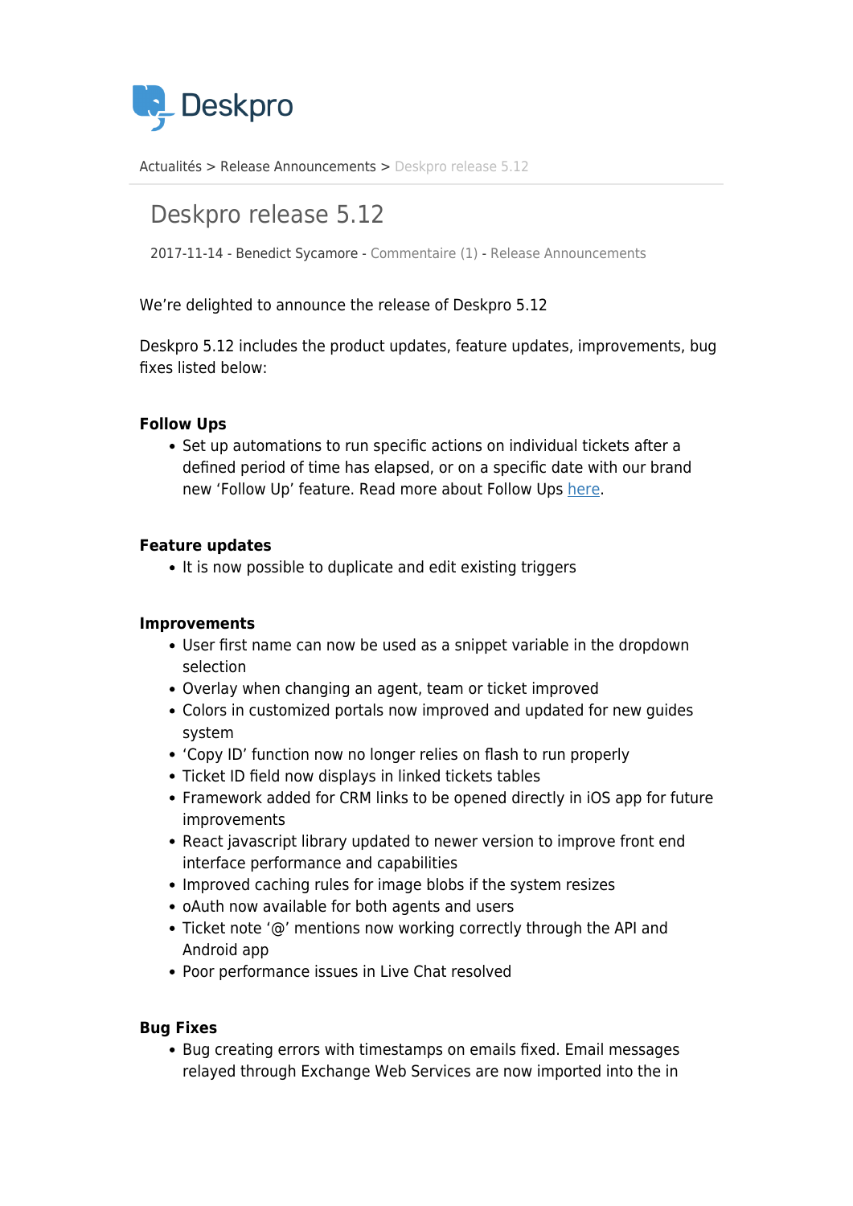Deskpro

Actualités > Release Announcements > Deskpro release 5.12

# Deskpro release 5.12

2017-11-14 - Benedict Sycamore - Commentaire (1) - Release Announcements

We're delighted to announce the release of Deskpro 5.12

Deskpro 5.12 includes the product updates, feature updates, improvements, bug fixes listed below:

**Follow Ups**

- Set up automations to run specific actions on individual tickets after a defined period of time has elapsed, or on a specific date with our brand new 'Follow Up' feature. Read more about Follow Ups here.

**Feature updates**

- It is now possible to duplicate and edit existing triggers

**Improvements**

- User first name can now be used as a snippet variable in the dropdown selection
- Overlay when changing an agent, team or ticket improved
- Colors in customized portals now improved and updated for new guides system
- 'Copy ID' function now no longer relies on flash to run properly
- Ticket ID field now displays in linked tickets tables
- Framework added for CRM links to be opened directly in iOS app for future improvements
- React javascript library updated to newer version to improve front end interface performance and capabilities
- Improved caching rules for image blobs if the system resizes
- oAuth now available for both agents and users
- Ticket note '@' mentions now working correctly through the API and Android app
- Poor performance issues in Live Chat resolved

**Bug Fixes**

- Bug creating errors with timestamps on emails fixed. Email messages relayed through Exchange Web Services are now imported into the in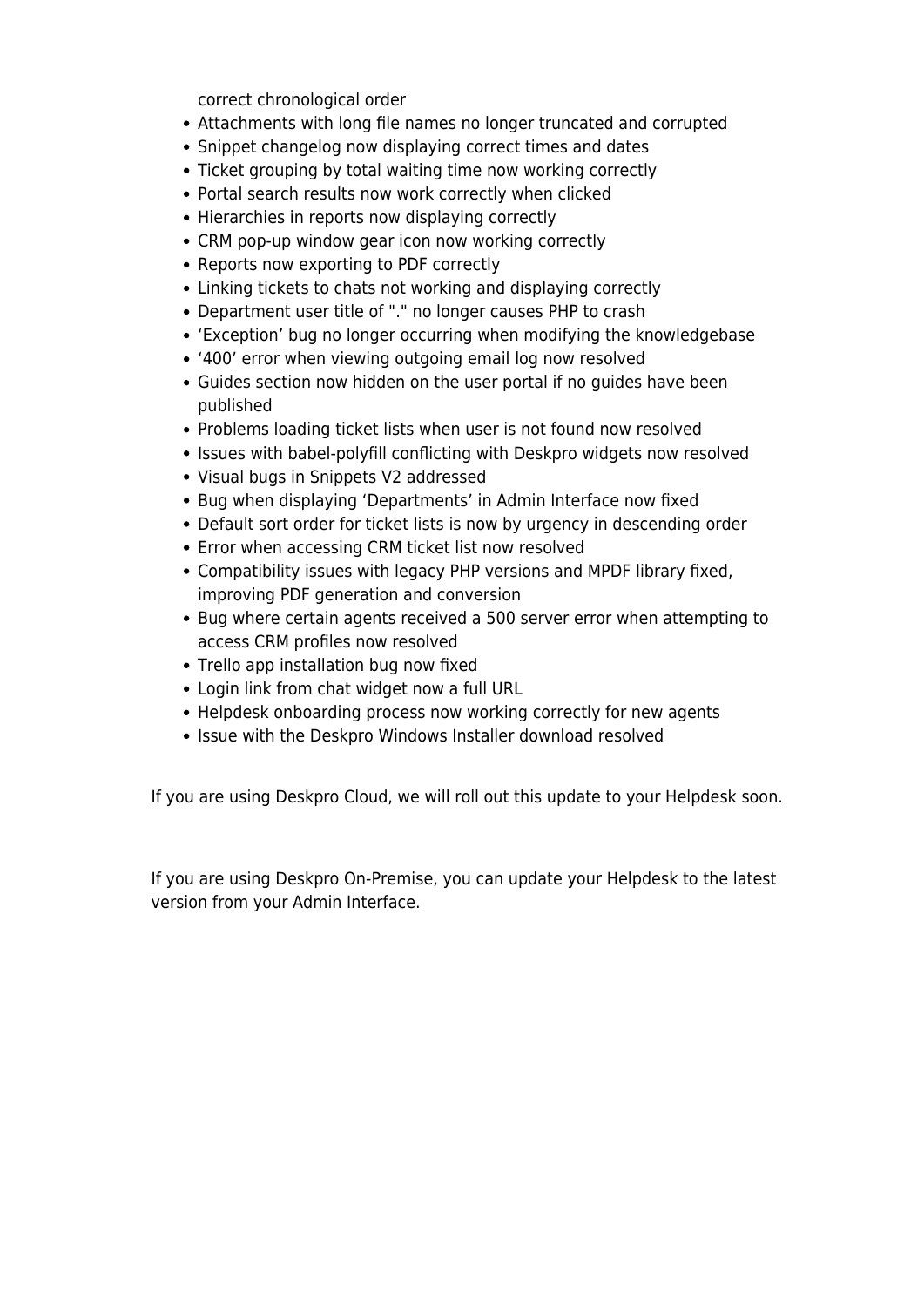correct chronological order

- Attachments with long file names no longer truncated and corrupted
- Snippet changelog now displaying correct times and dates
- Ticket grouping by total waiting time now working correctly
- Portal search results now work correctly when clicked
- Hierarchies in reports now displaying correctly
- CRM pop-up window gear icon now working correctly
- Reports now exporting to PDF correctly
- Linking tickets to chats not working and displaying correctly
- Department user title of "." no longer causes PHP to crash
- ‘Exception’ bug no longer occurring when modifying the knowledgebase
- ‘400’ error when viewing outgoing email log now resolved
- Guides section now hidden on the user portal if no guides have been published
- Problems loading ticket lists when user is not found now resolved
- Issues with babel-polyfill conflicting with Deskpro widgets now resolved
- Visual bugs in Snippets V2 addressed
- Bug when displaying ‘Departments’ in Admin Interface now fixed
- Default sort order for ticket lists is now by urgency in descending order
- Error when accessing CRM ticket list now resolved
- Compatibility issues with legacy PHP versions and MPDF library fixed, improving PDF generation and conversion
- Bug where certain agents received a 500 server error when attempting to access CRM profiles now resolved
- Trello app installation bug now fixed
- Login link from chat widget now a full URL
- Helpdesk onboarding process now working correctly for new agents
- Issue with the Deskpro Windows Installer download resolved

If you are using Deskpro Cloud, we will roll out this update to your Helpdesk soon.

If you are using Deskpro On-Premise, you can update your Helpdesk to the latest version from your Admin Interface.